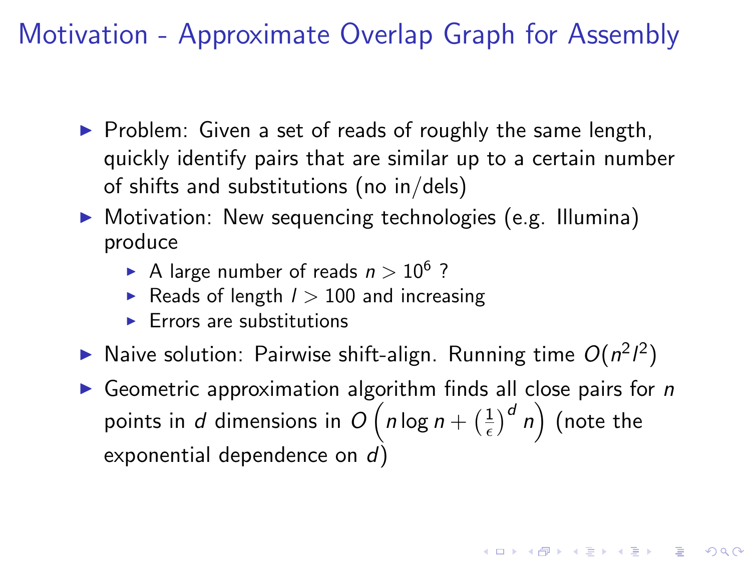# Motivation - Approximate Overlap Graph for Assembly

- Problem: Given a set of reads of roughly the same length, quickly identify pairs that are similar up to a certain number of shifts and substitutions (no in/dels)
- Motivation: New sequencing technologies (e.g. Illumina) produce
  - A large number of reads $n > 10^6$ ?
  - Reads of length $l > 100$ and increasing
  - Errors are substitutions
- Naive solution: Pairwise shift-align. Running time $O(n^2 l^2)$
- Geometric approximation algorithm finds all close pairs for $n$ points in $d$ dimensions in $O\left(n \log n + \left(\frac{1}{\epsilon}\right)^d n\right)$ (note the exponential dependence on $d$)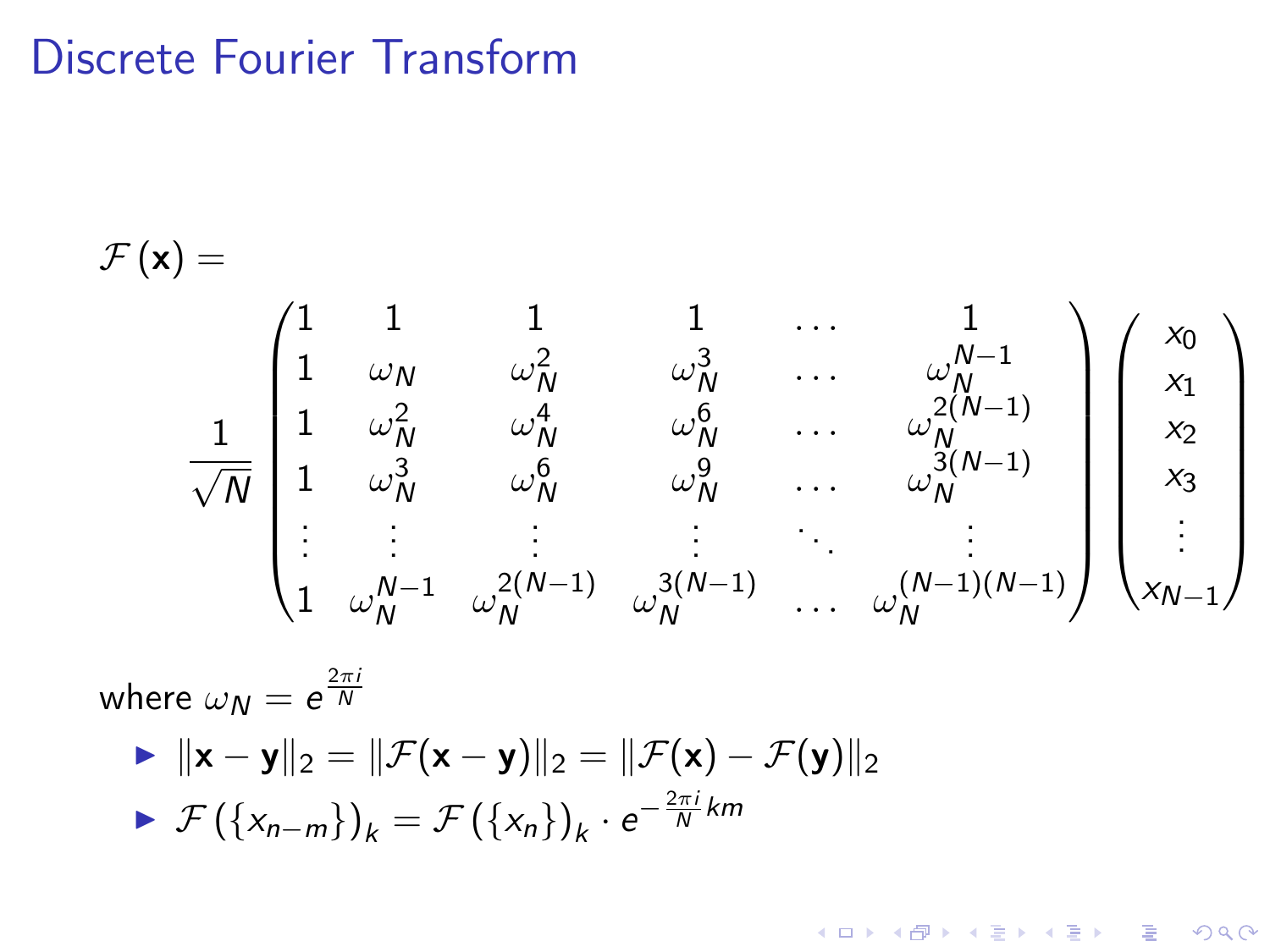# Discrete Fourier Transform

$$\mathcal{F}(\mathbf{x}) =$$

$$\frac{1}{\sqrt{N}} \begin{pmatrix} 1 & 1 & 1 & 1 & \dots & 1 \\ 1 & \omega_N & \omega_N^2 & \omega_N^3 & \dots & \omega_N^{N-1} \\ 1 & \omega_N^2 & \omega_N^4 & \omega_N^6 & \dots & \omega_N^{2(N-1)} \\ 1 & \omega_N^3 & \omega_N^6 & \omega_N^9 & \dots & \omega_N^{3(N-1)} \\ \vdots & \vdots & \vdots & \vdots & \ddots & \vdots \\ 1 & \omega_N^{N-1} & \omega_N^{2(N-1)} & \omega_N^{3(N-1)} & \dots & \omega_N^{(N-1)(N-1)} \end{pmatrix} \begin{pmatrix} x_0 \\ x_1 \\ x_2 \\ x_3 \\ \vdots \\ x_{N-1} \end{pmatrix}$$

where $\omega_N = e^{\frac{2\pi i}{N}}$

- $\|\mathbf{x} - \mathbf{y}\|_2 = \|\mathcal{F}(\mathbf{x} - \mathbf{y})\|_2 = \|\mathcal{F}(\mathbf{x}) - \mathcal{F}(\mathbf{y})\|_2$
- $\mathcal{F}\left(\{x_{n-m}\}\right)_k = \mathcal{F}\left(\{x_n\}\right)_k \cdot e^{-\frac{2\pi i}{N}km}$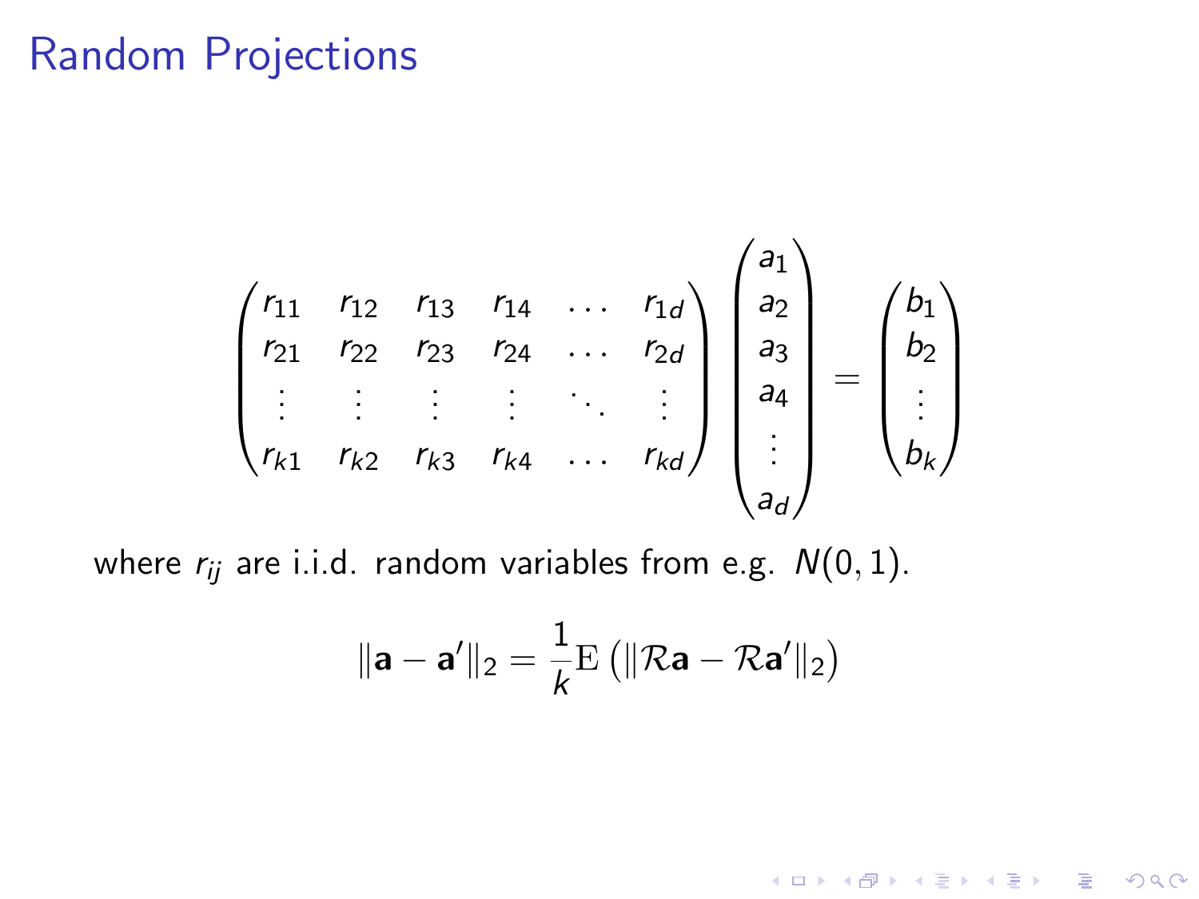# Random Projections

$$
\begin{pmatrix}
r_{11} & r_{12} & r_{13} & r_{14} & \dots & r_{1d} \\
r_{21} & r_{22} & r_{23} & r_{24} & \dots & r_{2d} \\
\vdots & \vdots & \vdots & \vdots & \ddots & \vdots \\
r_{k1} & r_{k2} & r_{k3} & r_{k4} & \dots & r_{kd}
\end{pmatrix}
\begin{pmatrix}
a_1 \\ a_2 \\ a_3 \\ a_4 \\ \vdots \\ a_d
\end{pmatrix}
=
\begin{pmatrix}
b_1 \\ b_2 \\ \vdots \\ b_k
\end{pmatrix}
$$

where $r_{ij}$ are i.i.d. random variables from e.g. $N(0,1)$.

$$
\|\mathbf{a} - \mathbf{a}'\|_2 = \frac{1}{k}\mathrm{E}\left(\|\mathcal{R}\mathbf{a} - \mathcal{R}\mathbf{a}'\|_2\right)
$$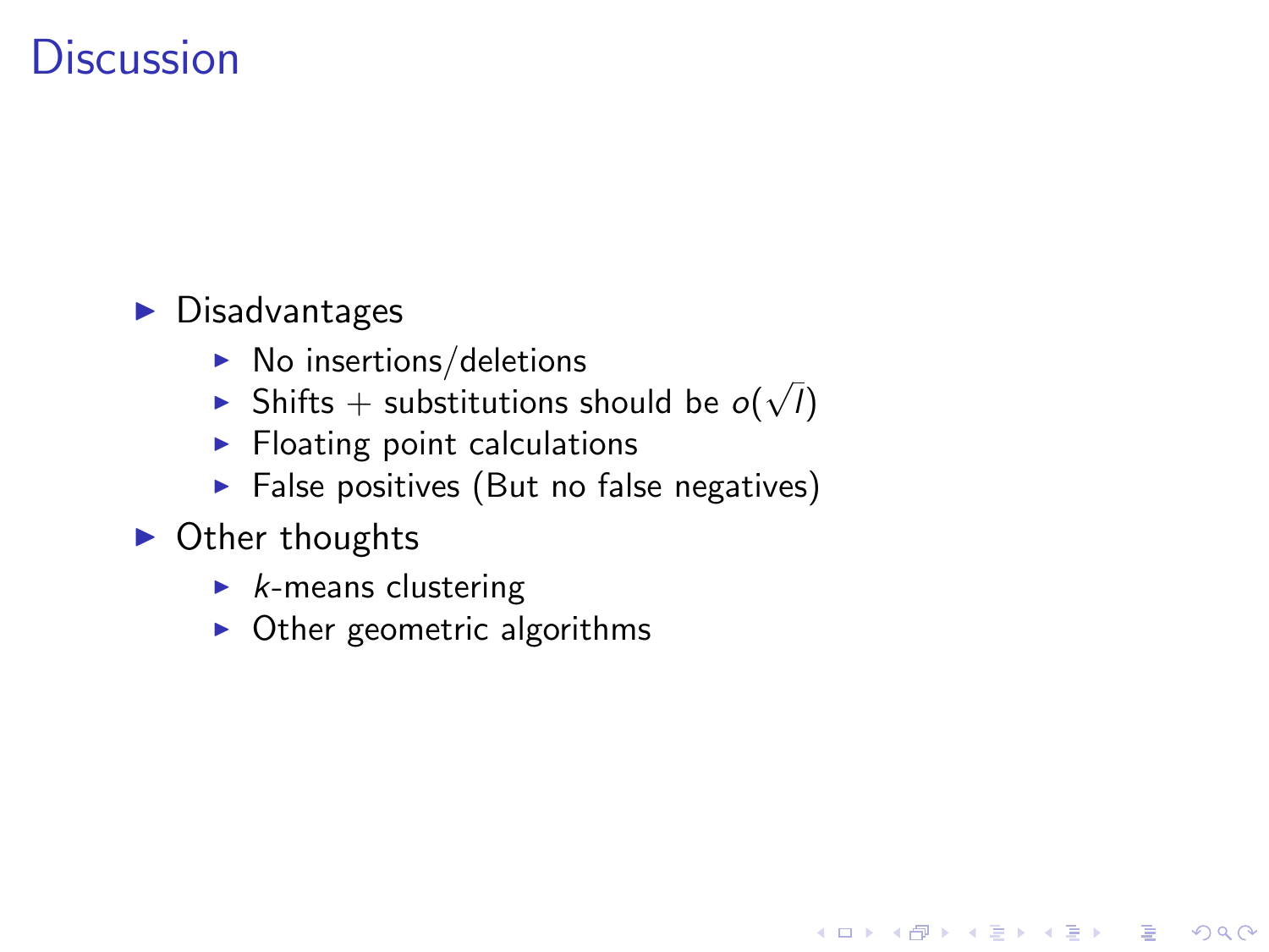# Discussion

- Disadvantages
  - No insertions/deletions
  - Shifts + substitutions should be $o(\sqrt{l})$
  - Floating point calculations
  - False positives (But no false negatives)
- Other thoughts
  - $k$-means clustering
  - Other geometric algorithms